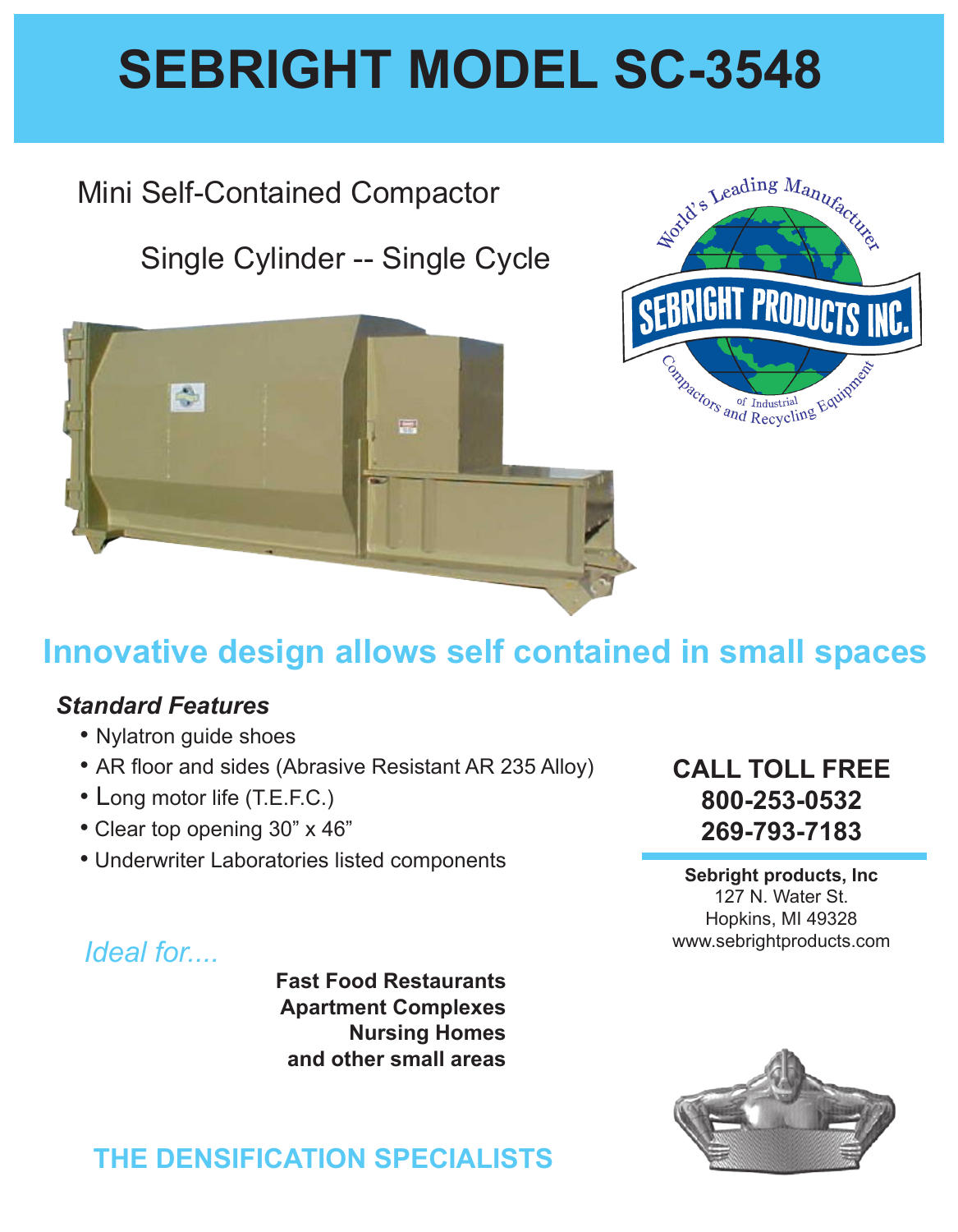# SEBRIGHT MODEL SC-3548

Mini Self-Contained Compactor

Single Cylinder -- Single Cycle

## Innovative design allows self contained in small spaces

### *Standard Features*

- Nylatron guide shoes
- AR floor and sides (Abrasive Resistant AR 235 Alloy)
- Long motor life (T.E.F.C.)
- Clear top opening 30" x 46"
- Underwriter Laboratories listed components

**CALL TOLL FREE**
**800-253-0532**
**269-793-7183**

**Sebright products, Inc**
127 N. Water St.
Hopkins, MI 49328
www.sebrightproducts.com

*Ideal for....*

**Fast Food Restaurants**
**Apartment Complexes**
**Nursing Homes**
**and other small areas**

**THE DENSIFICATION SPECIALISTS**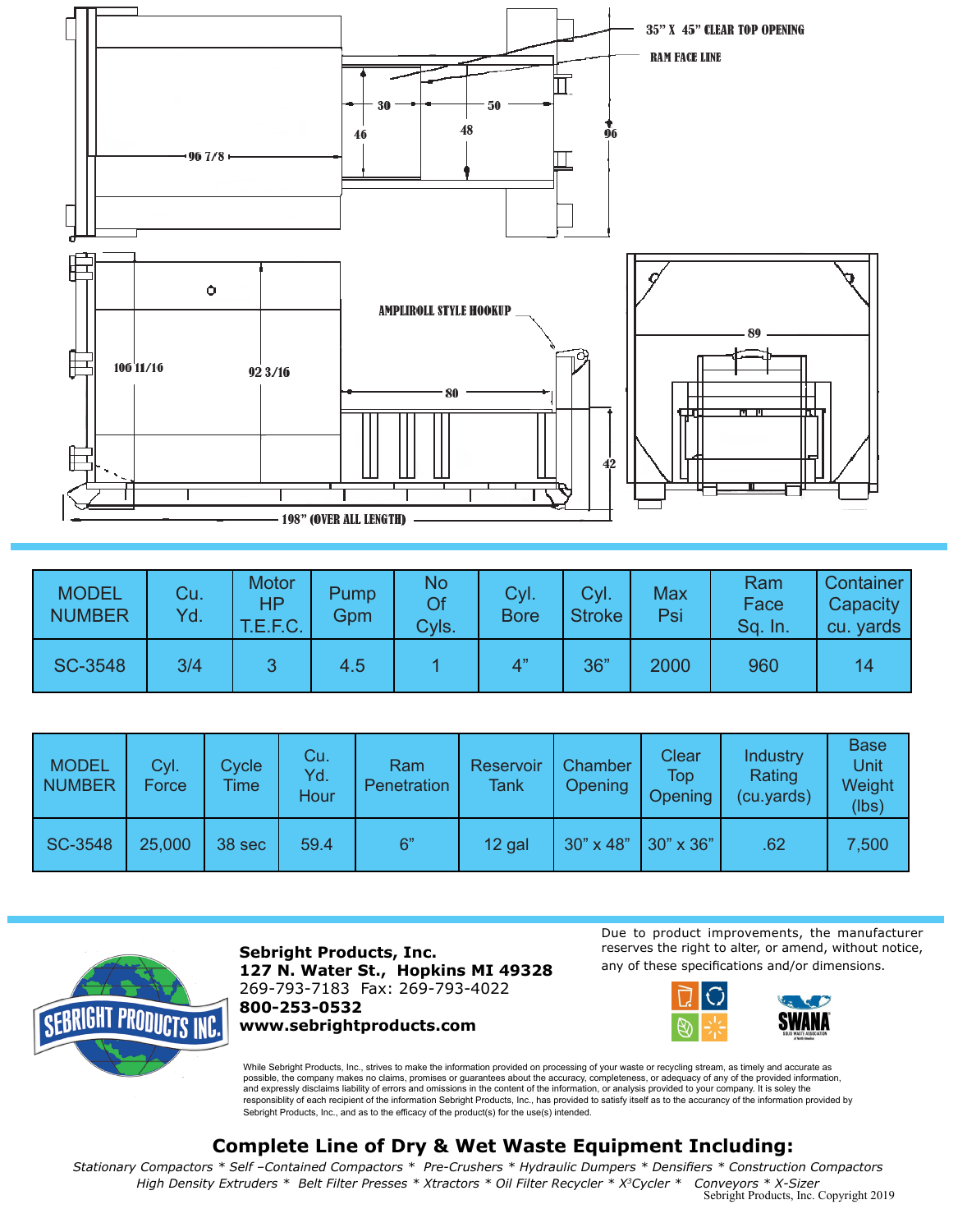35" X 45" CLEAR TOP OPENING

RAM FACE LINE

30

50

46

48

96 7/8

96

106 11/16

92 3/16

AMPLIROLL STYLE HOOKUP

80

42

89

198" (OVER ALL LENGTH)

| MODEL NUMBER | Cu. Yd. | Motor HP T.E.F.C. | Pump Gpm | No Of Cyls. | Cyl. Bore | Cyl. Stroke | Max Psi | Ram Face Sq. In. | Container Capacity cu. yards |
|---|---|---|---|---|---|---|---|---|---|
| SC-3548 | 3/4 | 3 | 4.5 | 1 | 4" | 36" | 2000 | 960 | 14 |

| MODEL NUMBER | Cyl. Force | Cycle Time | Cu. Yd. Hour | Ram Penetration | Reservoir Tank | Chamber Opening | Clear Top Opening | Industry Rating (cu.yards) | Base Unit Weight (lbs) |
|---|---|---|---|---|---|---|---|---|---|
| SC-3548 | 25,000 | 38 sec | 59.4 | 6" | 12 gal | 30" x 48" | 30" x 36" | .62 | 7,500 |

**Sebright Products, Inc.**
**127 N. Water St., Hopkins MI 49328**
269-793-7183 Fax: 269-793-4022
**800-253-0532**
**www.sebrightproducts.com**

Due to product improvements, the manufacturer reserves the right to alter, or amend, without notice, any of these specifications and/or dimensions.

While Sebright Products, Inc., strives to make the information provided on processing of your waste or recycling stream, as timely and accurate as possible, the company makes no claims, promises or guarantees about the accuracy, completeness, or adequacy of any of the provided information, and expressly disclaims liability of errors and omissions in the content of the information, or analysis provided to your company. It is soley the responsiblity of each recipient of the information Sebright Products, Inc., has provided to satisfy itself as to the accurancy of the information provided by Sebright Products, Inc., and as to the efficacy of the product(s) for the use(s) intended.

## Complete Line of Dry & Wet Waste Equipment Including:

*Stationary Compactors * Self –Contained Compactors * Pre-Crushers * Hydraulic Dumpers * Densifiers * Construction Compactors High Density Extruders * Belt Filter Presses * Xtractors * Oil Filter Recycler * X³Cycler * Conveyors * X-Sizer*

Sebright Products, Inc. Copyright 2019